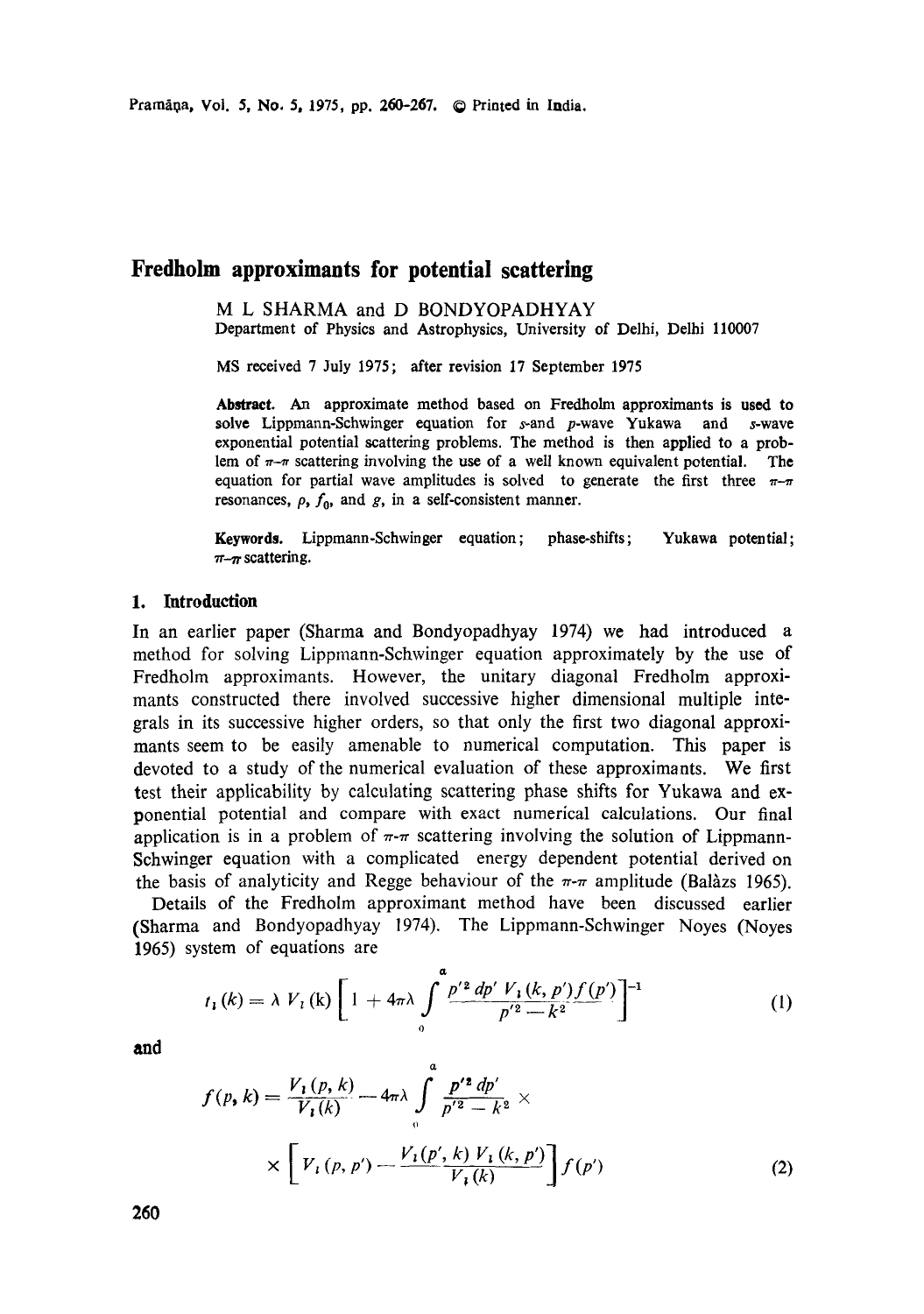# Fredholm approximants for potential scattering

M L SHARMA and D BONDYOPADHYAY
Department of Physics and Astrophysics, University of Delhi, Delhi 110007

MS received 7 July 1975; after revision 17 September 1975

**Abstract.** An approximate method based on Fredholm approximants is used to solve Lippmann-Schwinger equation for *s*-and *p*-wave Yukawa and *s*-wave exponential potential scattering problems. The method is then applied to a problem of $\pi$-$\pi$ scattering involving the use of a well known equivalent potential. The equation for partial wave amplitudes is solved to generate the first three $\pi$-$\pi$ resonances, $\rho$, $f_0$, and $g$, in a self-consistent manner.

**Keywords.** Lippmann-Schwinger equation; phase-shifts; Yukawa potential; $\pi$-$\pi$ scattering.

## 1. Introduction

In an earlier paper (Sharma and Bondyopadhyay 1974) we had introduced a method for solving Lippmann-Schwinger equation approximately by the use of Fredholm approximants. However, the unitary diagonal Fredholm approximants constructed there involved successive higher dimensional multiple integrals in its successive higher orders, so that only the first two diagonal approximants seem to be easily amenable to numerical computation. This paper is devoted to a study of the numerical evaluation of these approximants. We first test their applicability by calculating scattering phase shifts for Yukawa and exponential potential and compare with exact numerical calculations. Our final application is in a problem of $\pi$-$\pi$ scattering involving the solution of Lippmann-Schwinger equation with a complicated energy dependent potential derived on the basis of analyticity and Regge behaviour of the $\pi$-$\pi$ amplitude (Balàzs 1965).

Details of the Fredholm approximant method have been discussed earlier (Sharma and Bondyopadhyay 1974). The Lippmann-Schwinger Noyes (Noyes 1965) system of equations are

$$t_l(k) = \lambda V_l(k) \left[ 1 + 4\pi\lambda \int_0^a \frac{p'^2 \, dp' \, V_l(k, p') f(p')}{p'^2 - k^2} \right]^{-1} \tag{1}$$

and

$$f(p, k) = \frac{V_l(p, k)}{V_l(k)} - 4\pi\lambda \int_0^a \frac{p'^2 \, dp'}{p'^2 - k^2} \times \left[ V_l(p, p') - \frac{V_l(p', k) \, V_l(k, p')}{V_l(k)} \right] f(p') \tag{2}$$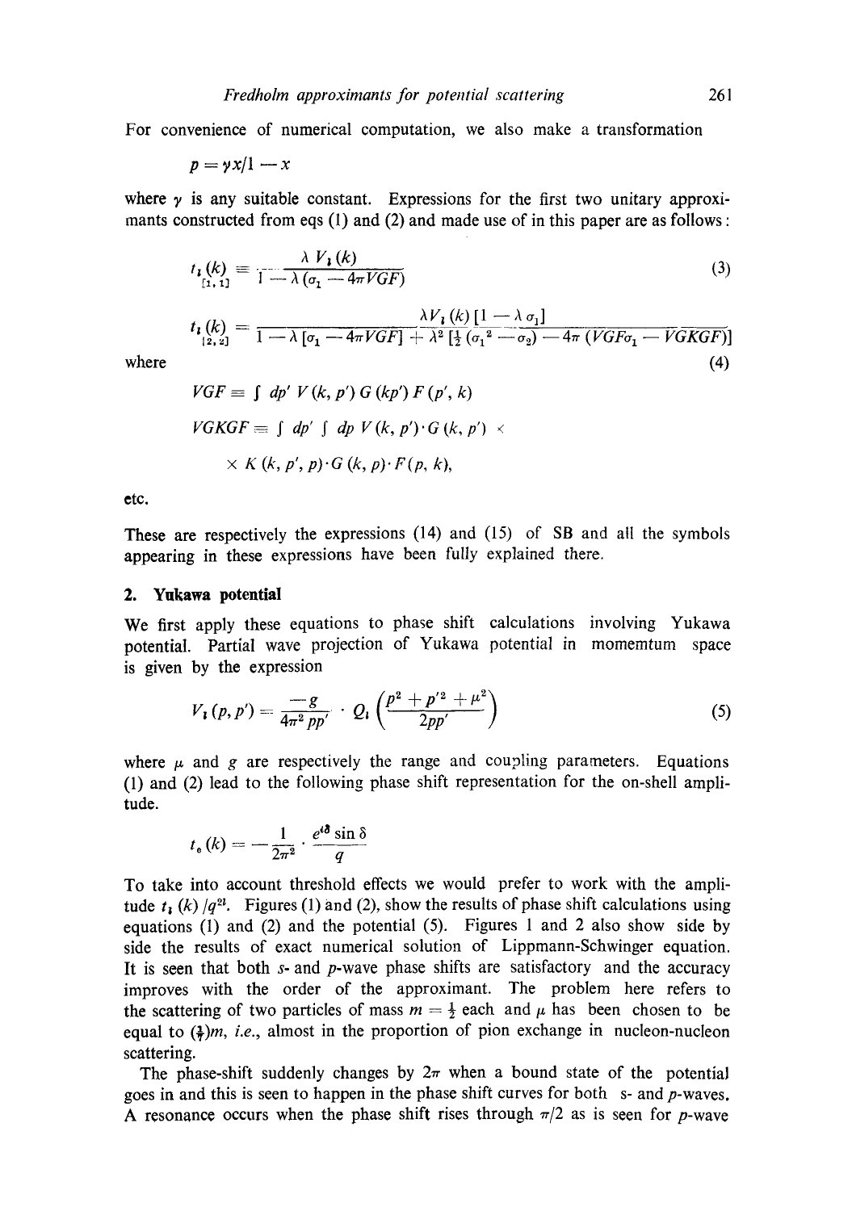For convenience of numerical computation, we also make a transformation

$$p = \gamma x/1 - x$$

where $\gamma$ is any suitable constant. Expressions for the first two unitary approximants constructed from eqs (1) and (2) and made use of in this paper are as follows:

$$t_{l}(k)_{[1,1]} = \frac{\lambda V_l(k)}{1 - \lambda(\sigma_1 - 4\pi VGF)} \tag{3}$$

$$t_{l}(k)_{[2,2]} = \frac{\lambda V_l(k)[1 - \lambda\sigma_1]}{1 - \lambda[\sigma_1 - 4\pi VGF] + \lambda^2[\frac{1}{2}(\sigma_1{}^2 - \sigma_2) - 4\pi(VGF\sigma_1 - VGKGF)]}$$

where (4)

$$VGF \equiv \int dp' \, V(k, p') \, G(kp') \, F(p', k)$$

$$VGKGF \equiv \int dp' \int dp \, V(k, p') \cdot G(k, p') \times$$

$$\times K(k, p', p) \cdot G(k, p) \cdot F(p, k),$$

etc.

These are respectively the expressions (14) and (15) of SB and all the symbols appearing in these expressions have been fully explained there.

## 2. Yukawa potential

We first apply these equations to phase shift calculations involving Yukawa potential. Partial wave projection of Yukawa potential in momemtum space is given by the expression

$$V_l(p, p') = \frac{-g}{4\pi^2 pp'} \cdot Q_l\left(\frac{p^2 + p'^2 + \mu^2}{2pp'}\right) \tag{5}$$

where $\mu$ and $g$ are respectively the range and coupling parameters. Equations (1) and (2) lead to the following phase shift representation for the on-shell amplitude.

$$t_{e}(k) = -\frac{1}{2\pi^2} \cdot \frac{e^{i\delta} \sin \delta}{q}$$

To take into account threshold effects we would prefer to work with the amplitude $t_l(k)/q^{2l}$. Figures (1) and (2), show the results of phase shift calculations using equations (1) and (2) and the potential (5). Figures 1 and 2 also show side by side the results of exact numerical solution of Lippmann-Schwinger equation. It is seen that both *s*- and *p*-wave phase shifts are satisfactory and the accuracy improves with the order of the approximant. The problem here refers to the scattering of two particles of mass $m = \frac{1}{2}$ each and $\mu$ has been chosen to be equal to $(\frac{1}{7})m$, *i.e.*, almost in the proportion of pion exchange in nucleon-nucleon scattering.

The phase-shift suddenly changes by $2\pi$ when a bound state of the potential goes in and this is seen to happen in the phase shift curves for both s- and *p*-waves. A resonance occurs when the phase shift rises through $\pi/2$ as is seen for *p*-wave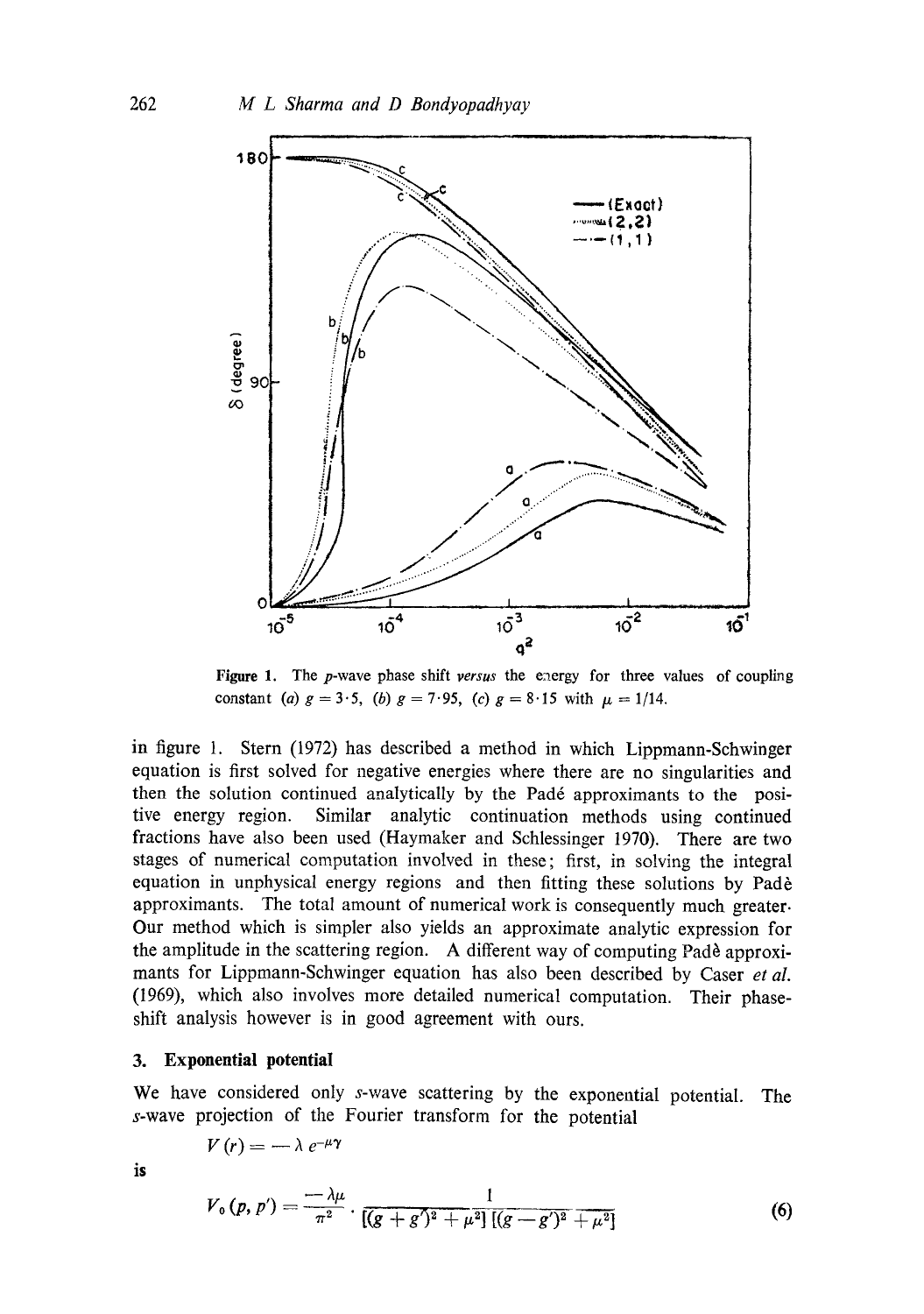Figure 1. The $p$-wave phase shift *versus* the energy for three values of coupling constant (*a*) $g = 3 \cdot 5$, (*b*) $g = 7 \cdot 95$, (*c*) $g = 8 \cdot 15$ with $\mu = 1/14$.

in figure 1. Stern (1972) has described a method in which Lippmann-Schwinger equation is first solved for negative energies where there are no singularities and then the solution continued analytically by the Padè approximants to the positive energy region. Similar analytic continuation methods using continued fractions have also been used (Haymaker and Schlessinger 1970). There are two stages of numerical computation involved in these; first, in solving the integral equation in unphysical energy regions and then fitting these solutions by Padè approximants. The total amount of numerical work is consequently much greater. Our method which is simpler also yields an approximate analytic expression for the amplitude in the scattering region. A different way of computing Padè approximants for Lippmann-Schwinger equation has also been described by Caser *et al.* (1969), which also involves more detailed numerical computation. Their phase-shift analysis however is in good agreement with ours.

## 3. Exponential potential

We have considered only $s$-wave scattering by the exponential potential. The $s$-wave projection of the Fourier transform for the potential

$$V(r) = -\lambda e^{-\mu r}$$

is

$$V_0(p, p') = \frac{-\lambda\mu}{\pi^2} \cdot \frac{1}{[(g+g')^2 + \mu^2][(g-g')^2 + \mu^2]} \tag{6}$$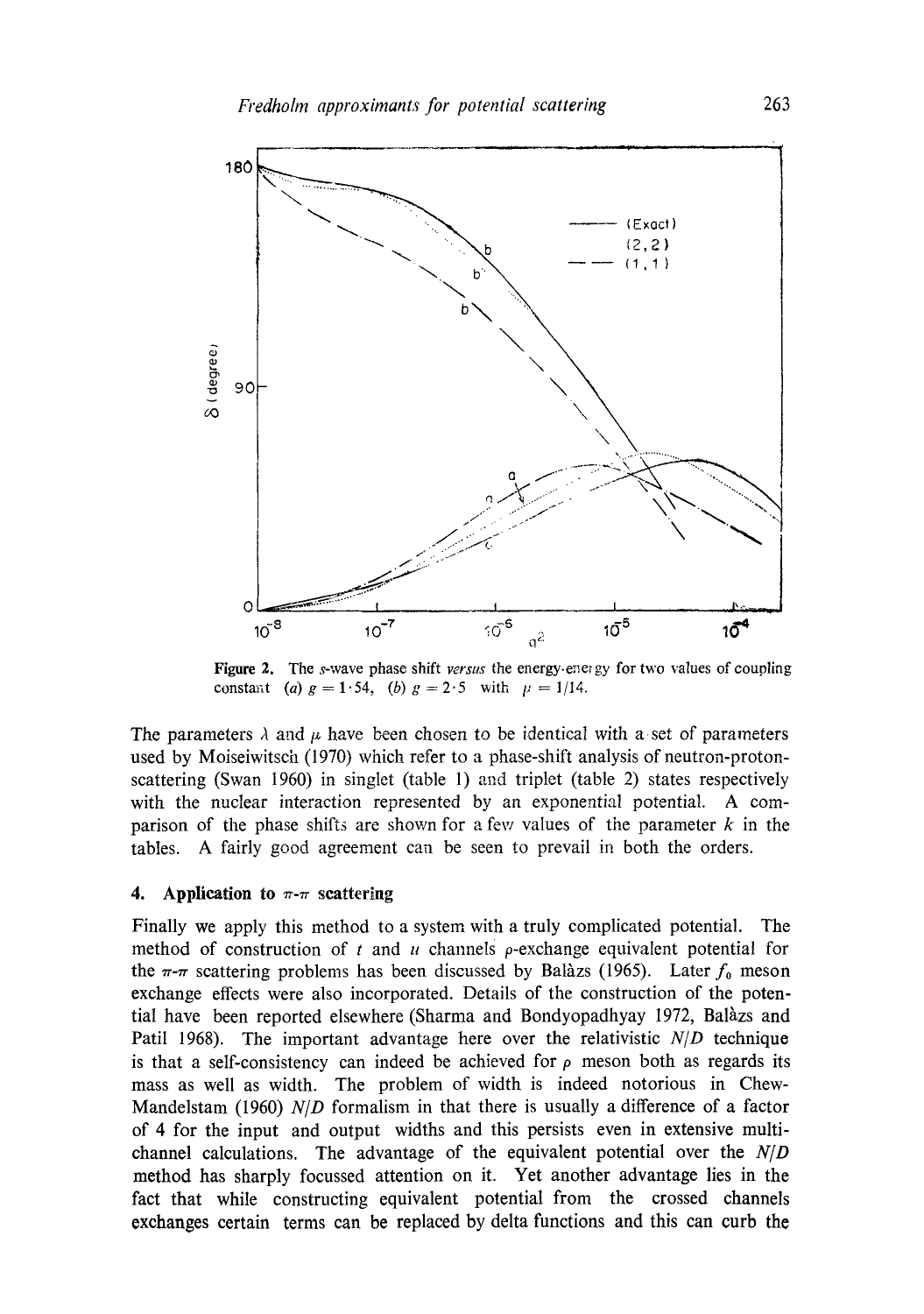Figure 2. The $s$-wave phase shift *versus* the energy-energy for two values of coupling constant (*a*) $g = 1 \cdot 54$, (*b*) $g = 2 \cdot 5$ with $\mu = 1/14$.

The parameters $\lambda$ and $\mu$ have been chosen to be identical with a set of parameters used by Moiseiwitsch (1970) which refer to a phase-shift analysis of neutron-proton-scattering (Swan 1960) in singlet (table 1) and triplet (table 2) states respectively with the nuclear interaction represented by an exponential potential. A comparison of the phase shifts are shown for a few values of the parameter $k$ in the tables. A fairly good agreement can be seen to prevail in both the orders.

## 4. Application to $\pi$-$\pi$ scattering

Finally we apply this method to a system with a truly complicated potential. The method of construction of $t$ and $u$ channels $\rho$-exchange equivalent potential for the $\pi$-$\pi$ scattering problems has been discussed by Balàzs (1965). Later $f_0$ meson exchange effects were also incorporated. Details of the construction of the potential have been reported elsewhere (Sharma and Bondyopadhyay 1972, Balàzs and Patil 1968). The important advantage here over the relativistic $N/D$ technique is that a self-consistency can indeed be achieved for $\rho$ meson both as regards its mass as well as width. The problem of width is indeed notorious in Chew-Mandelstam (1960) $N/D$ formalism in that there is usually a difference of a factor of 4 for the input and output widths and this persists even in extensive multi-channel calculations. The advantage of the equivalent potential over the $N/D$ method has sharply focussed attention on it. Yet another advantage lies in the fact that while constructing equivalent potential from the crossed channels exchanges certain terms can be replaced by delta functions and this can curb the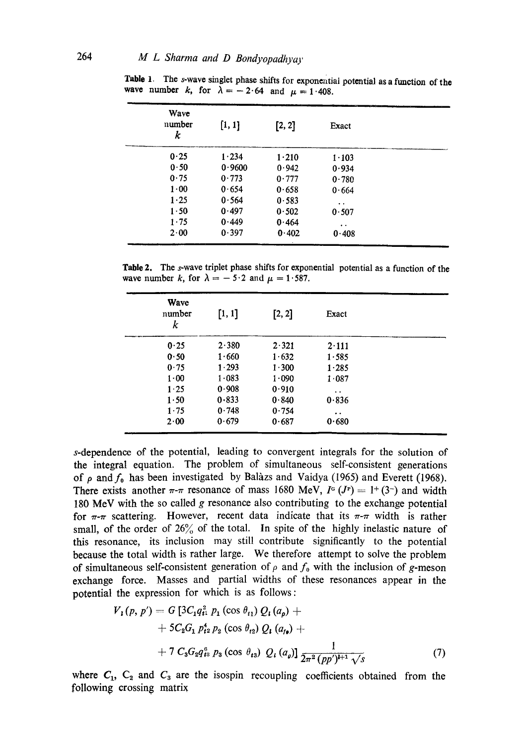**Table 1.** The $s$-wave singlet phase shifts for exponential potential as a function of the wave number $k$, for $\lambda = -2{\cdot}64$ and $\mu = 1{\cdot}408$.

| Wave number $k$ | [1, 1] | [2, 2] | Exact |
|---|---|---|---|
| 0·25 | 1·234 | 1·210 | 1·103 |
| 0·50 | 0·9600 | 0·942 | 0·934 |
| 0·75 | 0·773 | 0·777 | 0·780 |
| 1·00 | 0·654 | 0·658 | 0·664 |
| 1·25 | 0·564 | 0·583 | .. |
| 1·50 | 0·497 | 0·502 | 0·507 |
| 1·75 | 0·449 | 0·464 | .. |
| 2·00 | 0·397 | 0·402 | 0·408 |

**Table 2.** The $s$-wave triplet phase shifts for exponential potential as a function of the wave number $k$, for $\lambda = -5{\cdot}2$ and $\mu = 1{\cdot}587$.

| Wave number $k$ | [1, 1] | [2, 2] | Exact |
|---|---|---|---|
| 0·25 | 2·380 | 2·321 | 2·111 |
| 0·50 | 1·660 | 1·632 | 1·585 |
| 0·75 | 1·293 | 1·300 | 1·285 |
| 1·00 | 1·083 | 1·090 | 1·087 |
| 1·25 | 0·908 | 0·910 | .. |
| 1·50 | 0·833 | 0·840 | 0·836 |
| 1·75 | 0·748 | 0·754 | .. |
| 2·00 | 0·679 | 0·687 | 0·680 |

$s$-dependence of the potential, leading to convergent integrals for the solution of the integral equation. The problem of simultaneous self-consistent generations of $\rho$ and $f_0$ has been investigated by Balàzs and Vaidya (1965) and Everett (1968). There exists another $\pi$-$\pi$ resonance of mass 1680 MeV, $I^G(J^P) = 1^+(3^-)$ and width 180 MeV with the so called $g$ resonance also contributing to the exchange potential for $\pi$-$\pi$ scattering. However, recent data indicate that its $\pi$-$\pi$ width is rather small, of the order of 26% of the total. In spite of the highly inelastic nature of this resonance, its inclusion may still contribute significantly to the potential because the total width is rather large. We therefore attempt to solve the problem of simultaneous self-consistent generation of $\rho$ and $f_0$ with the inclusion of $g$-meson exchange force. Masses and partial widths of these resonances appear in the potential the expression for which is as follows:

$$V_l(p, p') = G\,[3C_1 q_{t1}^2\, P_1(\cos\theta_{t1})\, Q_l(a_\rho) + 5C_2 G_1\, p_{t2}^4\, P_2(\cos\theta_{t2})\, Q_l(a_{f_0}) + 7\, C_3 G_2 q_{t3}^6\, P_3(\cos\theta_{t3})\, Q_l(a_g)]\, \frac{1}{2\pi^2 (pp')^{l+1}\sqrt{s}} \tag{7}$$

where $C_1$, $C_2$ and $C_3$ are the isospin recoupling coefficients obtained from the following crossing matrix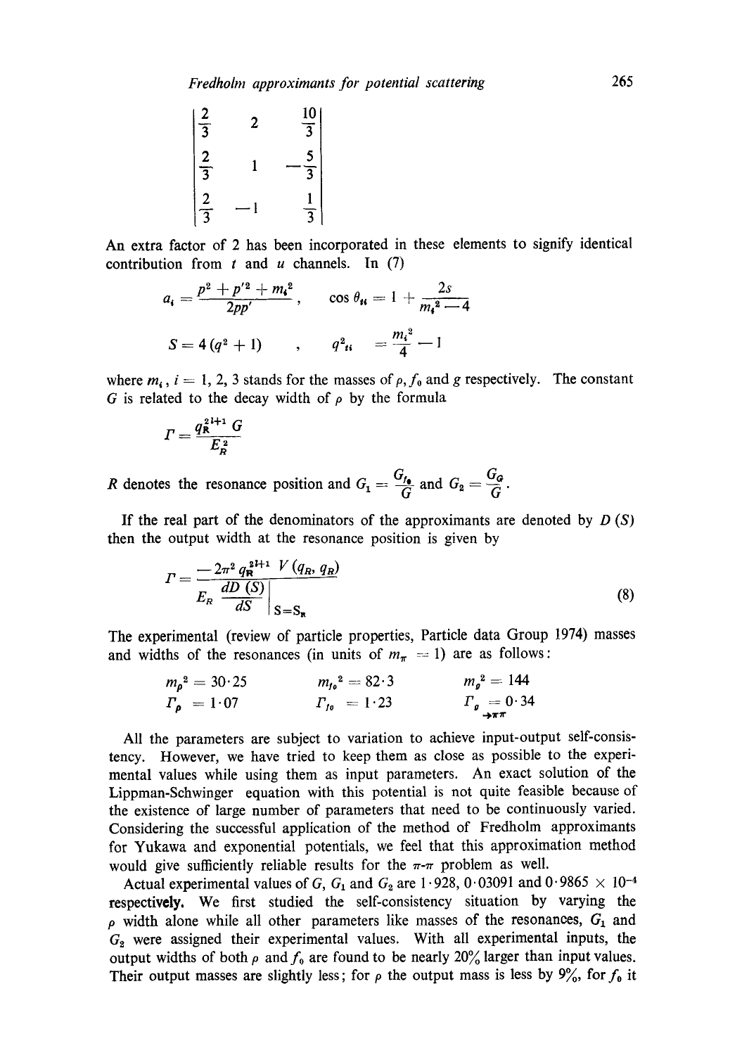$$\begin{vmatrix} \frac{2}{3} & 2 & \frac{10}{3} \\ \frac{2}{3} & 1 & -\frac{5}{3} \\ \frac{2}{3} & -1 & \frac{1}{3} \end{vmatrix}$$

An extra factor of 2 has been incorporated in these elements to signify identical contribution from $t$ and $u$ channels. In (7)

$$a_i = \frac{p^2 + p'^2 + m_i^2}{2pp'}, \qquad \cos\theta_{ti} = 1 + \frac{2s}{m_i^2 - 4}$$

$$S = 4(q^2 + 1) \quad , \quad q^2_{ti} = \frac{m_i^2}{4} - 1$$

where $m_i$, $i = 1, 2, 3$ stands for the masses of $\rho$, $f_0$ and $g$ respectively. The constant $G$ is related to the decay width of $\rho$ by the formula

$$\Gamma = \frac{q_R^{2l+1}\, G}{E_R^2}$$

$R$ denotes the resonance position and $G_1 = \frac{G_{f_0}}{G}$ and $G_2 = \frac{G_g}{G}$.

If the real part of the denominators of the approximants are denoted by $D(S)$ then the output width at the resonance position is given by

$$\Gamma = \frac{-2\pi^2 q_R^{2l+1}\, V(q_R, q_R)}{E_R \left.\frac{dD(S)}{dS}\right|_{S=S_R}} \tag{8}$$

The experimental (review of particle properties, Particle data Group 1974) masses and widths of the resonances (in units of $m_\pi = 1$) are as follows:

$$m_\rho^2 = 30{\cdot}25 \qquad m_{f_0}^2 = 82{\cdot}3 \qquad m_g^2 = 144$$

$$\Gamma_\rho = 1{\cdot}07 \qquad \Gamma_{f_0} = 1{\cdot}23 \qquad \Gamma_{g \to \pi\pi} = 0{\cdot}34$$

All the parameters are subject to variation to achieve input-output self-consistency. However, we have tried to keep them as close as possible to the experimental values while using them as input parameters. An exact solution of the Lippman-Schwinger equation with this potential is not quite feasible because of the existence of large number of parameters that need to be continuously varied. Considering the successful application of the method of Fredholm approximants for Yukawa and exponential potentials, we feel that this approximation method would give sufficiently reliable results for the $\pi$-$\pi$ problem as well.

Actual experimental values of $G$, $G_1$ and $G_2$ are $1{\cdot}928$, $0{\cdot}03091$ and $0{\cdot}9865 \times 10^{-4}$ respectively. We first studied the self-consistency situation by varying the $\rho$ width alone while all other parameters like masses of the resonances, $G_1$ and $G_2$ were assigned their experimental values. With all experimental inputs, the output widths of both $\rho$ and $f_0$ are found to be nearly 20% larger than input values. Their output masses are slightly less; for $\rho$ the output mass is less by 9%, for $f_0$ it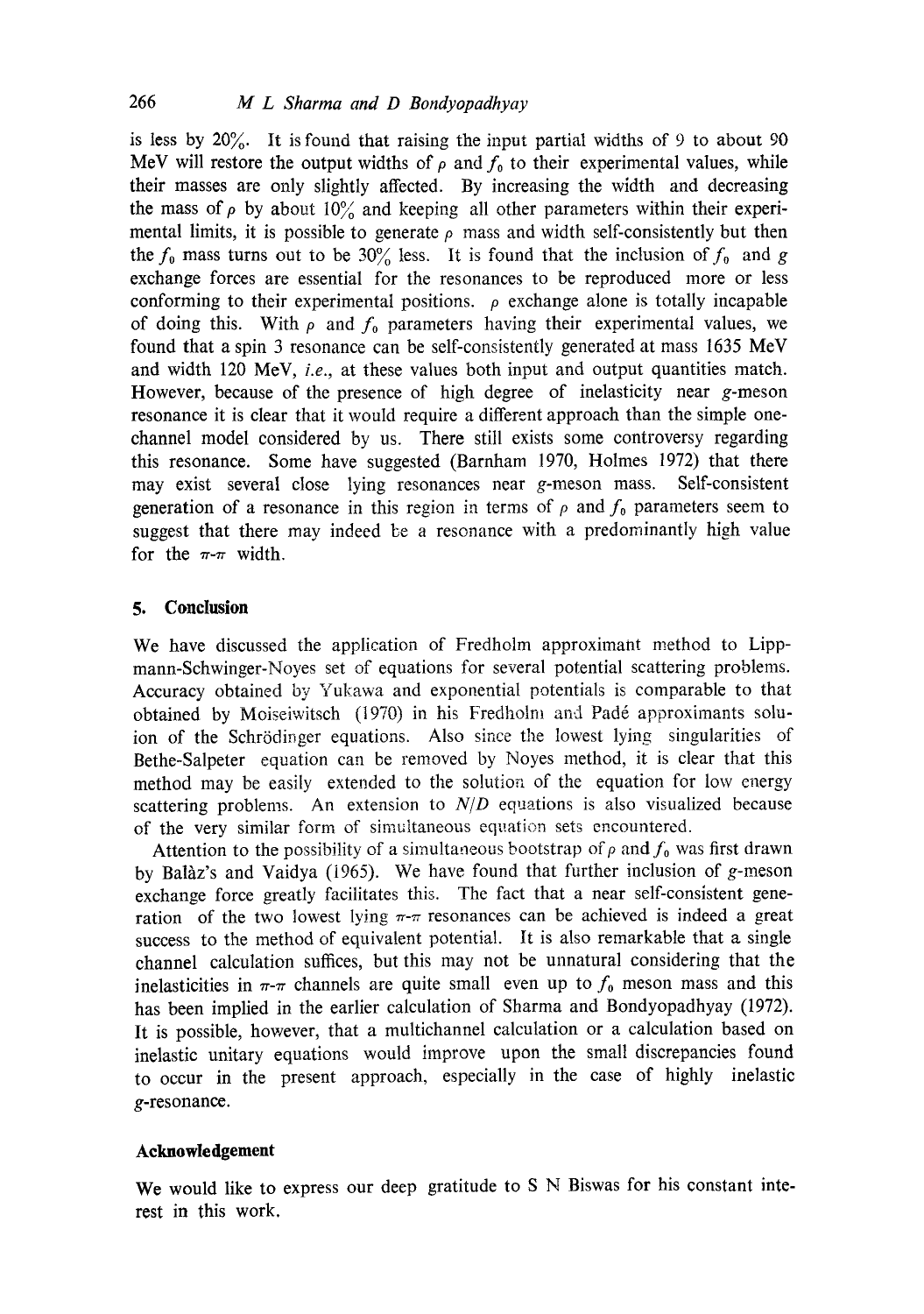is less by 20%. It is found that raising the input partial widths of 9 to about 90 MeV will restore the output widths of $\rho$ and $f_0$ to their experimental values, while their masses are only slightly affected. By increasing the width and decreasing the mass of $\rho$ by about 10% and keeping all other parameters within their experimental limits, it is possible to generate $\rho$ mass and width self-consistently but then the $f_0$ mass turns out to be 30% less. It is found that the inclusion of $f_0$ and $g$ exchange forces are essential for the resonances to be reproduced more or less conforming to their experimental positions. $\rho$ exchange alone is totally incapable of doing this. With $\rho$ and $f_0$ parameters having their experimental values, we found that a spin 3 resonance can be self-consistently generated at mass 1635 MeV and width 120 MeV, *i.e.*, at these values both input and output quantities match. However, because of the presence of high degree of inelasticity near $g$-meson resonance it is clear that it would require a different approach than the simple one-channel model considered by us. There still exists some controversy regarding this resonance. Some have suggested (Barnham 1970, Holmes 1972) that there may exist several close lying resonances near $g$-meson mass. Self-consistent generation of a resonance in this region in terms of $\rho$ and $f_0$ parameters seem to suggest that there may indeed be a resonance with a predominantly high value for the $\pi$-$\pi$ width.

## 5. Conclusion

We have discussed the application of Fredholm approximant method to Lippmann-Schwinger-Noyes set of equations for several potential scattering problems. Accuracy obtained by Yukawa and exponential potentials is comparable to that obtained by Moiseiwitsch (1970) in his Fredholm and Padé approximants solution of the Schrödinger equations. Also since the lowest lying singularities of Bethe-Salpeter equation can be removed by Noyes method, it is clear that this method may be easily extended to the solution of the equation for low energy scattering problems. An extension to $N/D$ equations is also visualized because of the very similar form of simultaneous equation sets encountered.

Attention to the possibility of a simultaneous bootstrap of $\rho$ and $f_0$ was first drawn by Balàz's and Vaidya (1965). We have found that further inclusion of $g$-meson exchange force greatly facilitates this. The fact that a near self-consistent generation of the two lowest lying $\pi$-$\pi$ resonances can be achieved is indeed a great success to the method of equivalent potential. It is also remarkable that a single channel calculation suffices, but this may not be unnatural considering that the inelasticities in $\pi$-$\pi$ channels are quite small even up to $f_0$ meson mass and this has been implied in the earlier calculation of Sharma and Bondyopadhyay (1972). It is possible, however, that a multichannel calculation or a calculation based on inelastic unitary equations would improve upon the small discrepancies found to occur in the present approach, especially in the case of highly inelastic $g$-resonance.

### Acknowledgement

We would like to express our deep gratitude to S N Biswas for his constant interest in this work.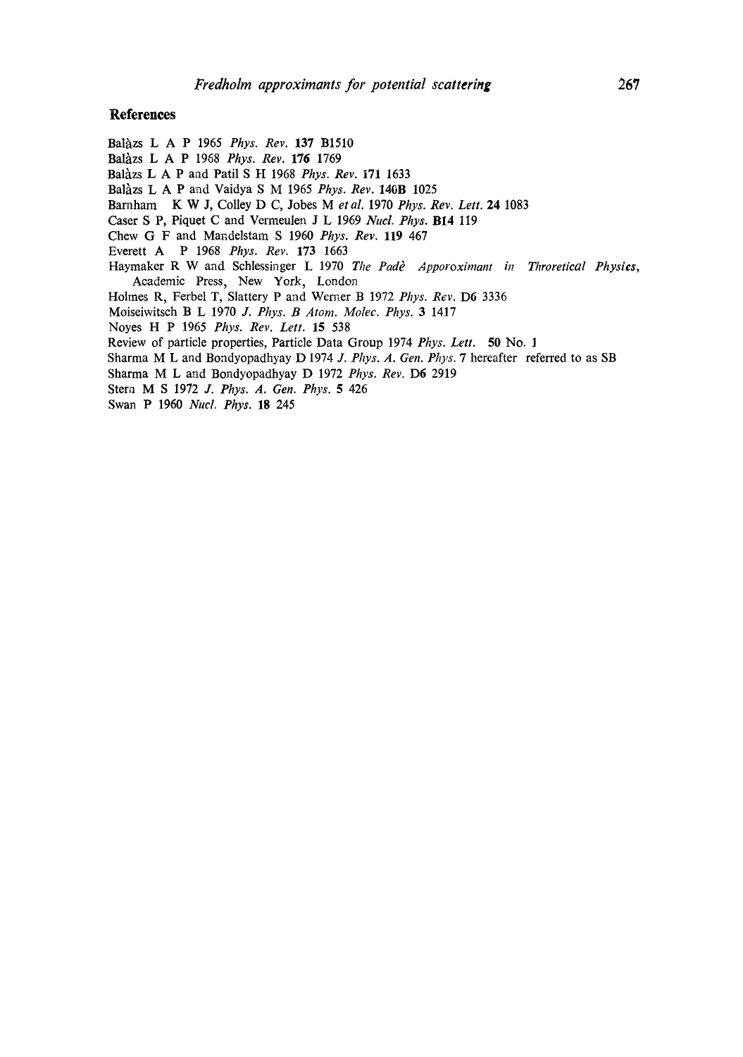## References

Balàzs L A P 1965 *Phys. Rev.* **137** B1510

Balàzs L A P 1968 *Phys. Rev.* **176** 1769

Balàzs L A P and Patil S H 1968 *Phys. Rev.* **171** 1633

Balàzs L A P and Vaidya S M 1965 *Phys. Rev.* **140B** 1025

Barnham K W J, Colley D C, Jobes M *et al.* 1970 *Phys. Rev. Lett.* **24** 1083

Caser S P, Piquet C and Vermeulen J L 1969 *Nucl. Phys.* **B14** 119

Chew G F and Mandelstam S 1960 *Phys. Rev.* **119** 467

Everett A P 1968 *Phys. Rev.* **173** 1663

Haymaker R W and Schlessinger L 1970 *The Padè Apporoximant in Throretical Physics*, Academic Press, New York, London

Holmes R, Ferbel T, Slattery P and Werner B 1972 *Phys. Rev.* **D6** 3336

Moiseiwitsch B L 1970 *J. Phys. B Atom. Molec. Phys.* **3** 1417

Noyes H P 1965 *Phys. Rev. Lett.* **15** 538

Review of particle properties, Particle Data Group 1974 *Phys. Lett.* **50** No. 1

Sharma M L and Bondyopadhyay D 1974 *J. Phys. A. Gen. Phys.* 7 hereafter referred to as SB

Sharma M L and Bondyopadhyay D 1972 *Phys. Rev.* **D6** 2919

Stern M S 1972 *J. Phys. A. Gen. Phys.* **5** 426

Swan P 1960 *Nucl. Phys.* **18** 245